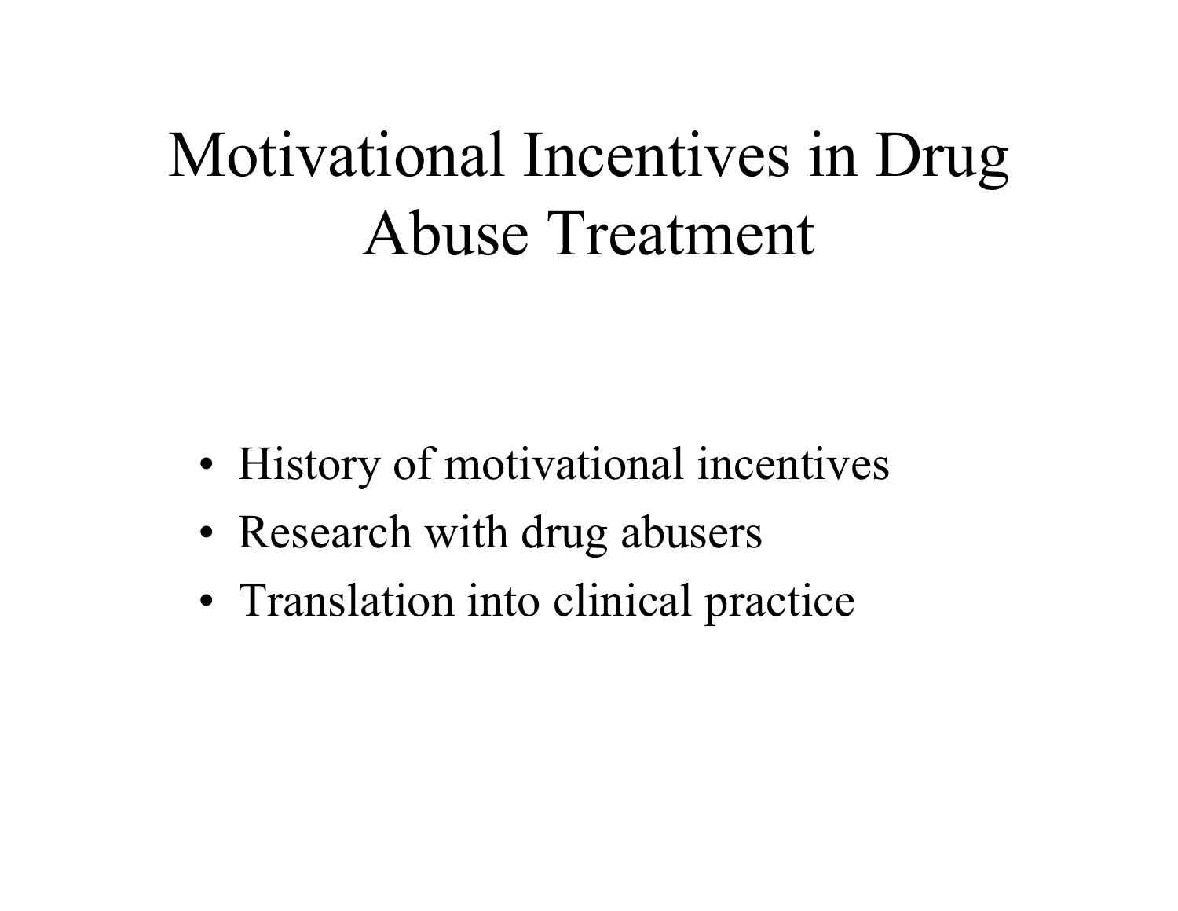# Motivational Incentives in Drug Abuse Treatment

- History of motivational incentives
- Research with drug abusers
- Translation into clinical practice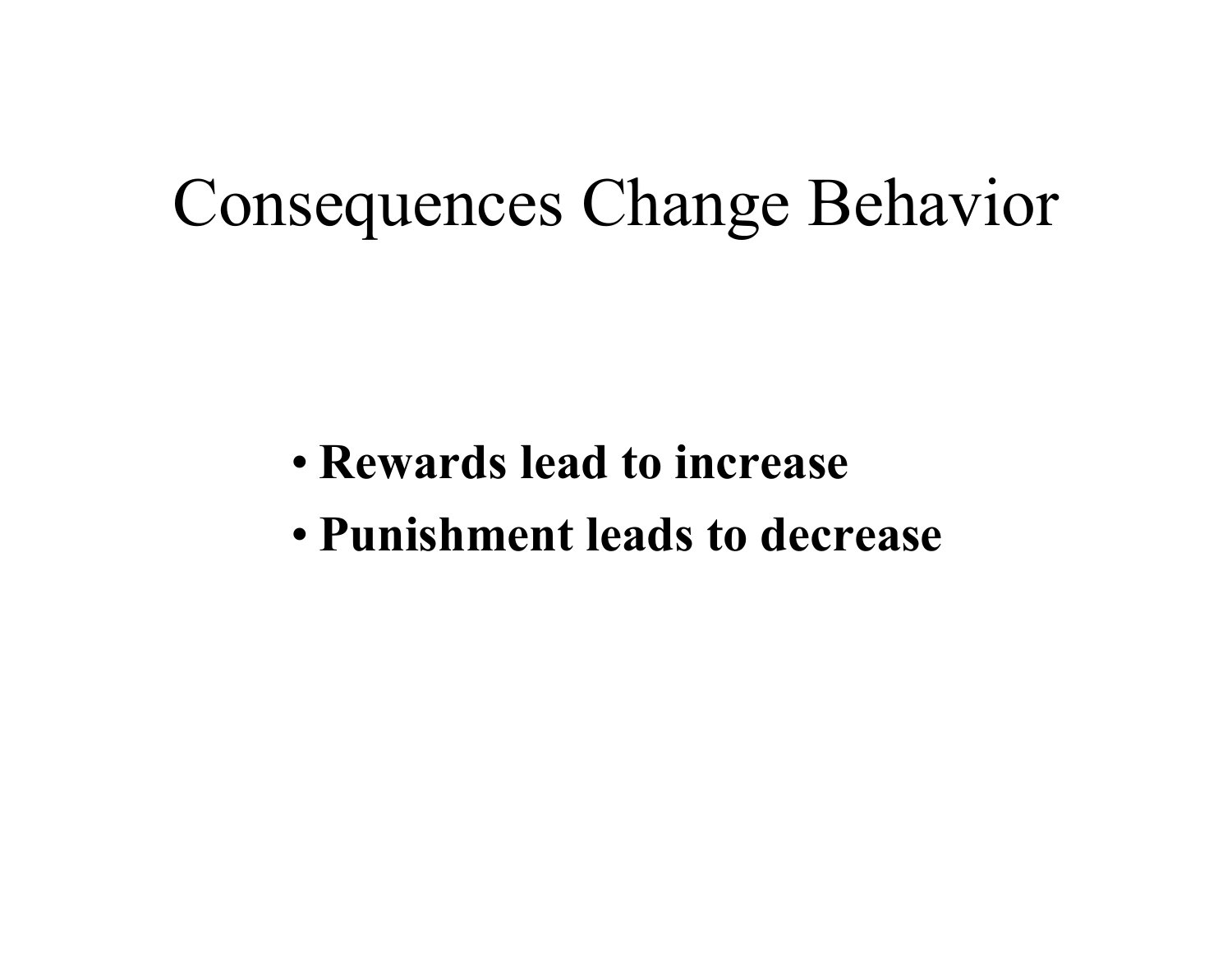# Consequences Change Behavior

- **Rewards lead to increase**
- **Punishment leads to decrease**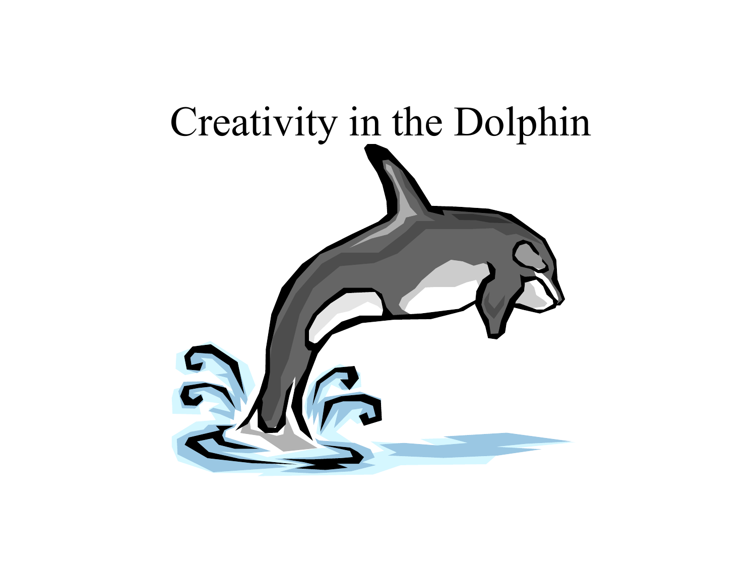# Creativity in the Dolphin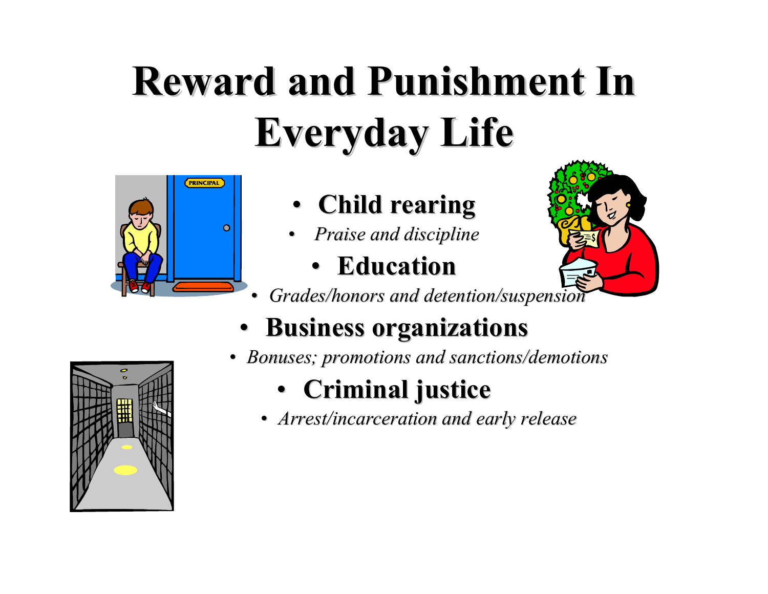# Reward and Punishment In Everyday Life

- **Child rearing**
  - *Praise and discipline*
- **Education**
  - *Grades/honors and detention/suspension*
- **Business organizations**
  - *Bonuses; promotions and sanctions/demotions*
- **Criminal justice**
  - *Arrest/incarceration and early release*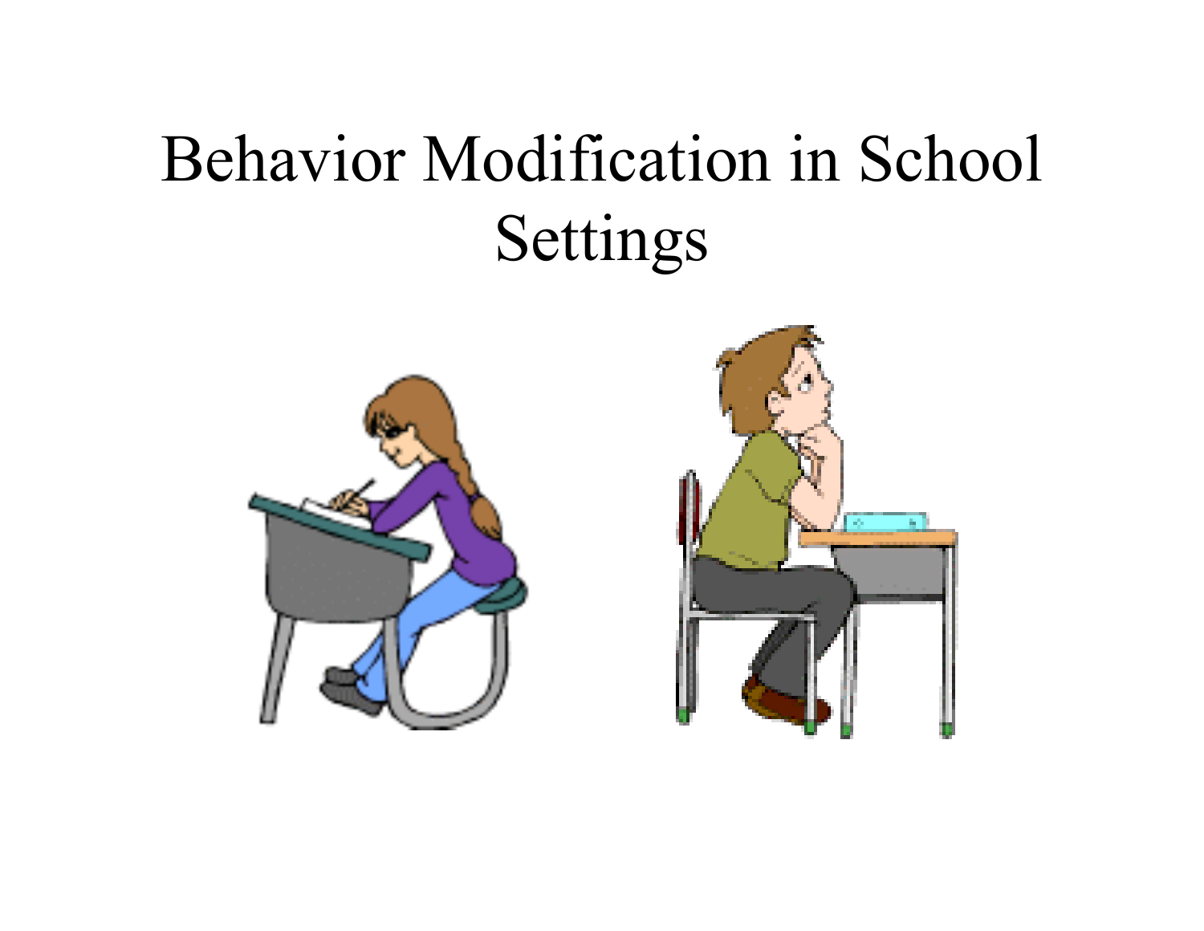# Behavior Modification in School Settings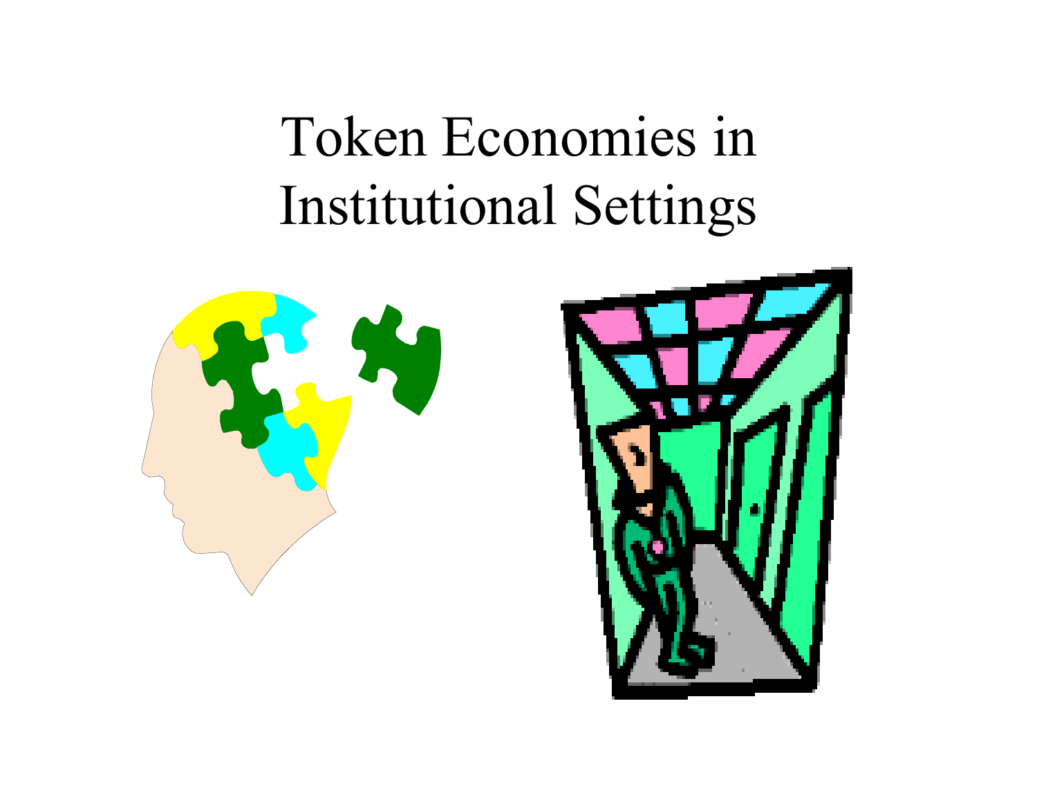# Token Economies in Institutional Settings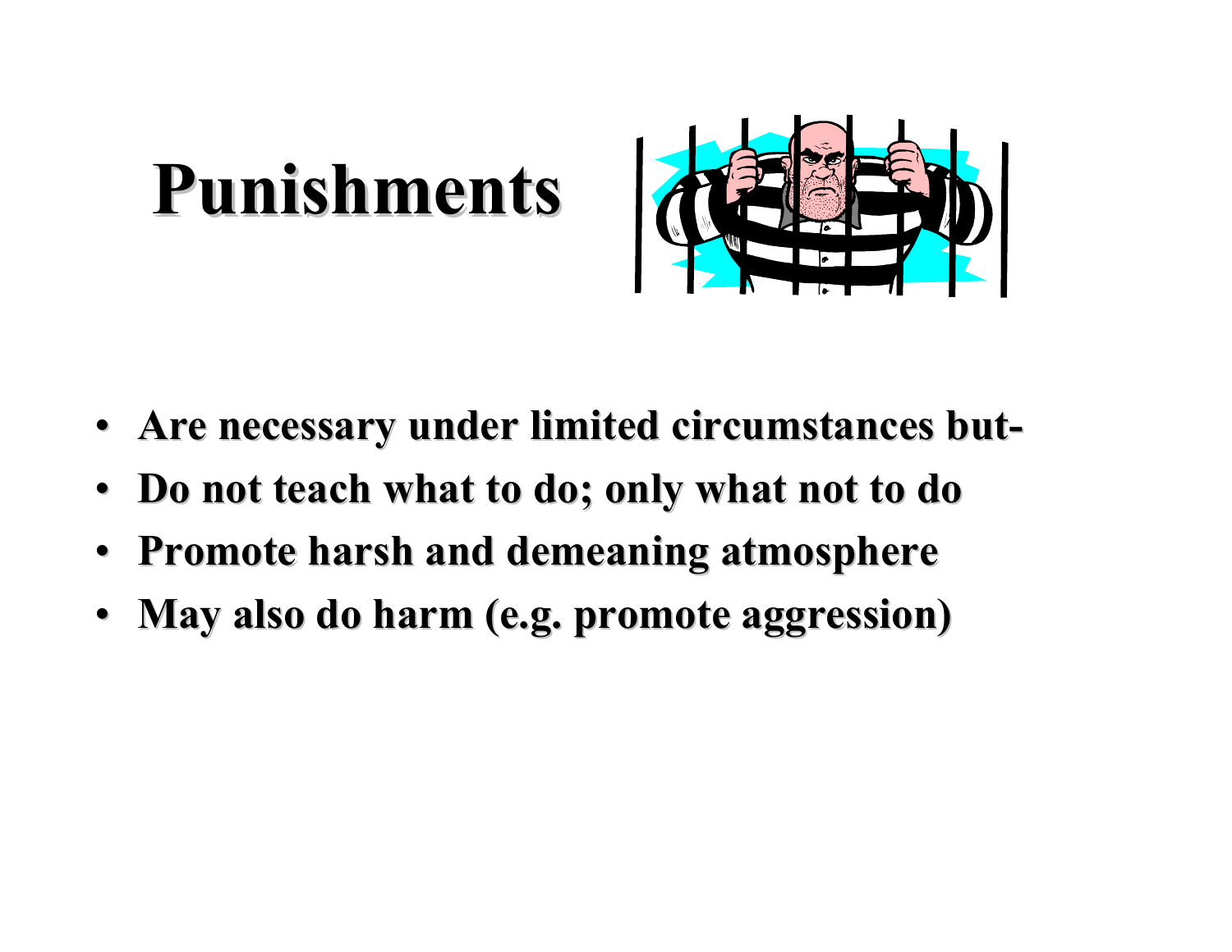# Punishments

- **Are necessary under limited circumstances but-**
- **Do not teach what to do; only what not to do**
- **Promote harsh and demeaning atmosphere**
- **May also do harm (e.g. promote aggression)**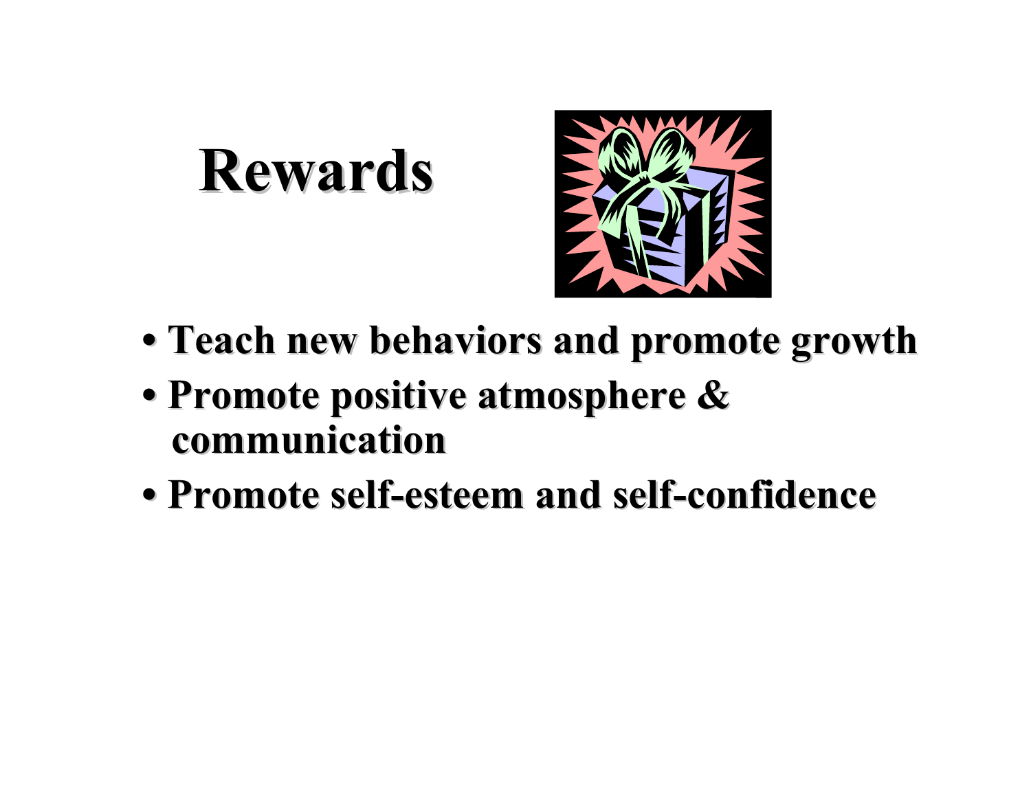# Rewards

- Teach new behaviors and promote growth
- Promote positive atmosphere & communication
- Promote self-esteem and self-confidence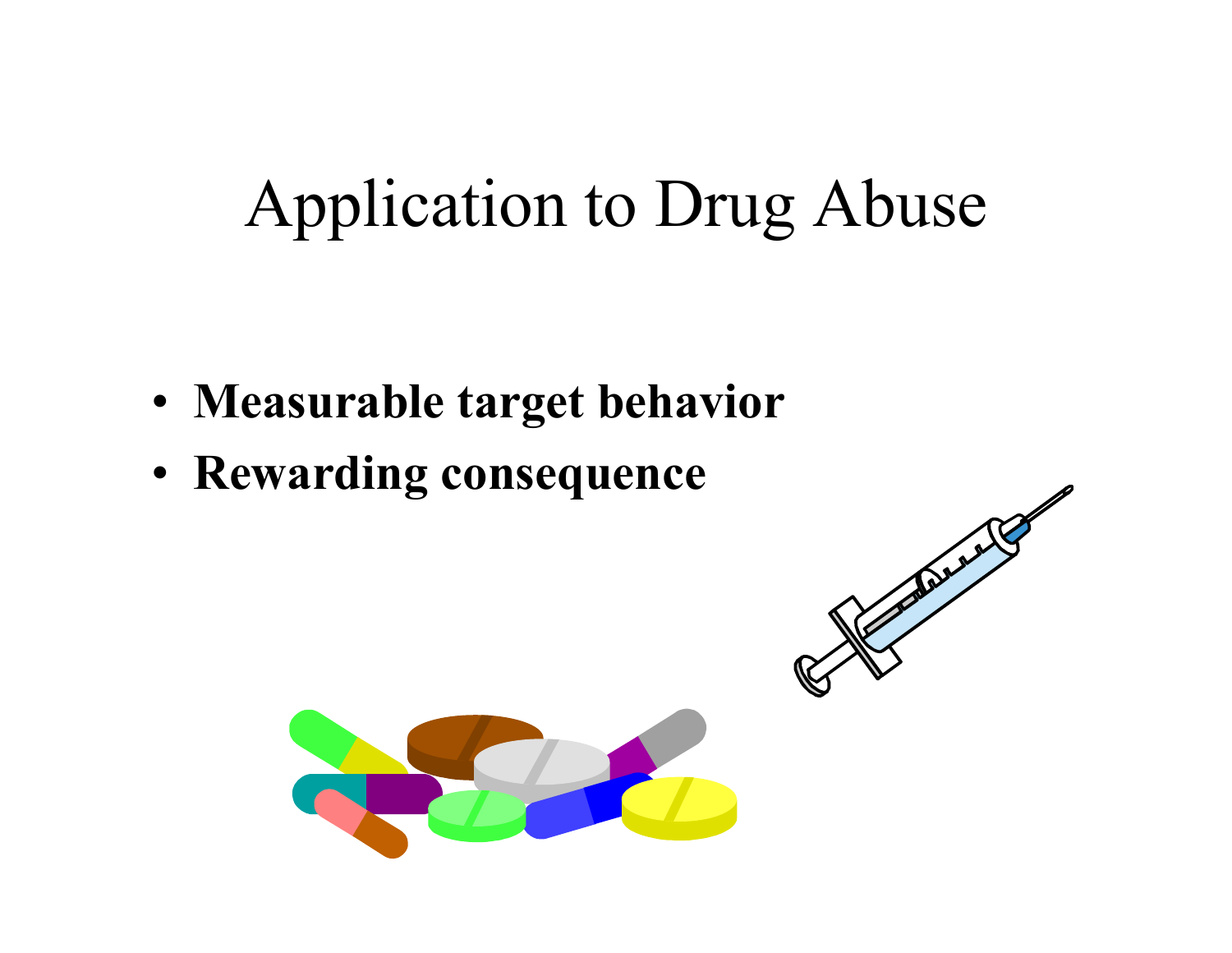# Application to Drug Abuse

- **Measurable target behavior**
- **Rewarding consequence**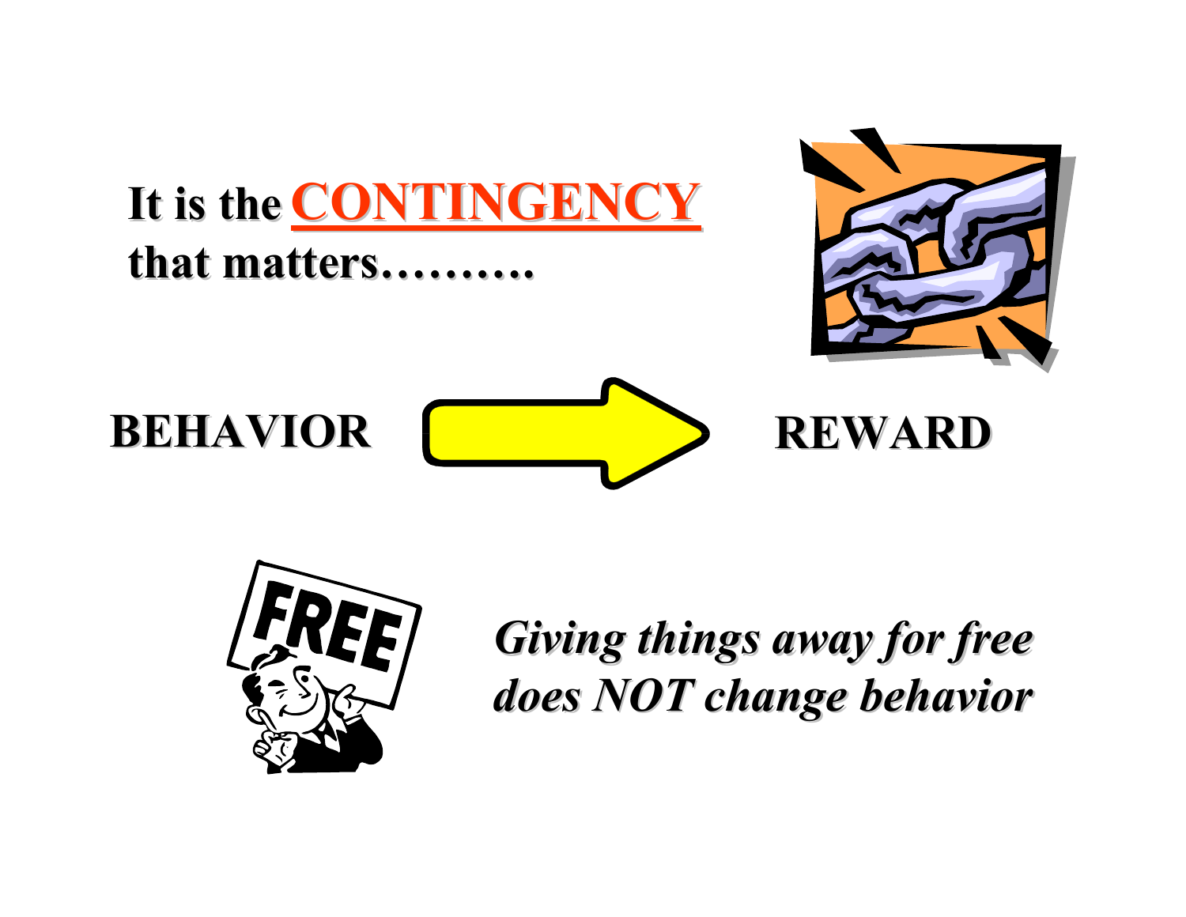**It is the <u>CONTINGENCY</u> that matters……….**

**BEHAVIOR** → **REWARD**

***Giving things away for free does NOT change behavior***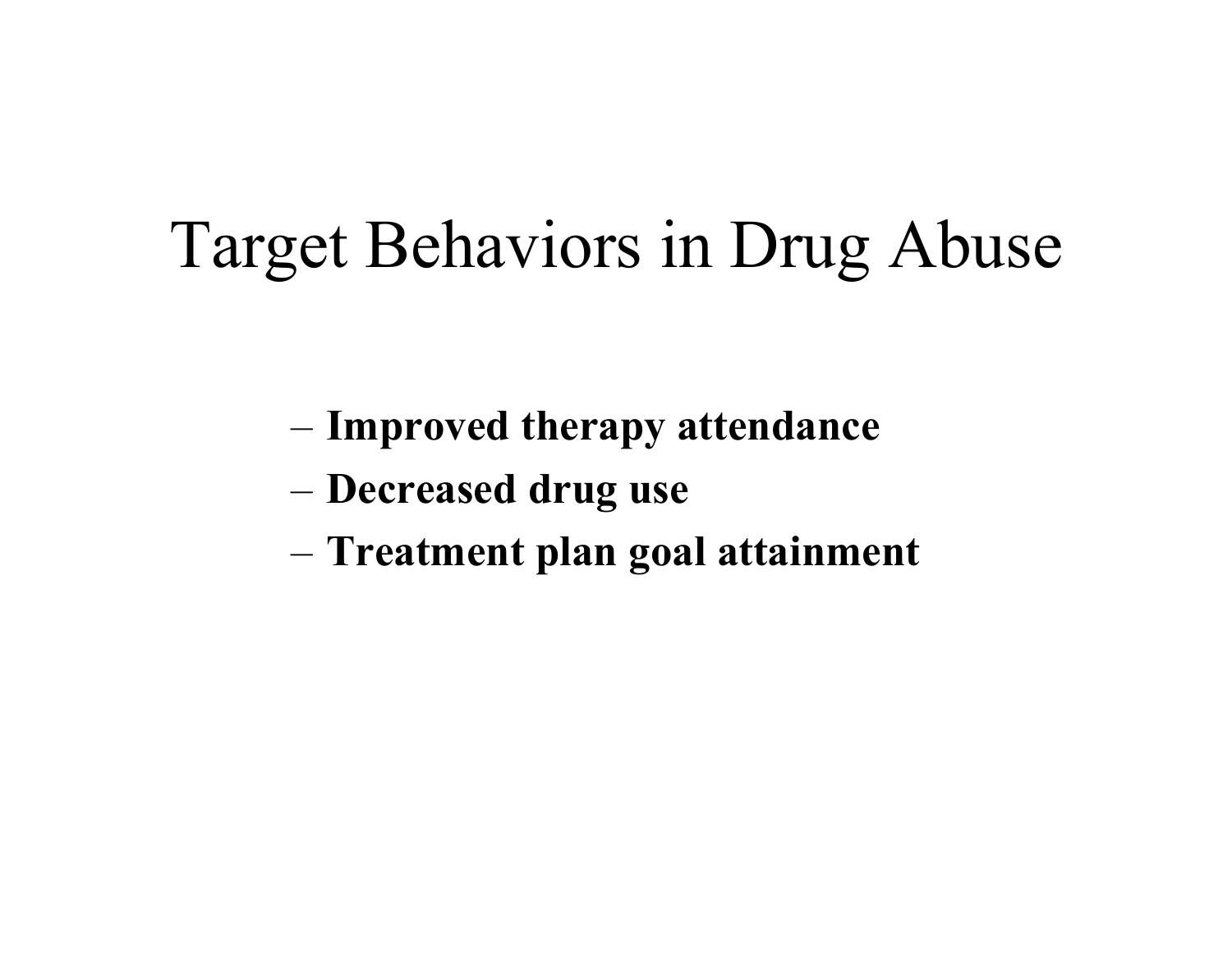# Target Behaviors in Drug Abuse

- **Improved therapy attendance**
- **Decreased drug use**
- **Treatment plan goal attainment**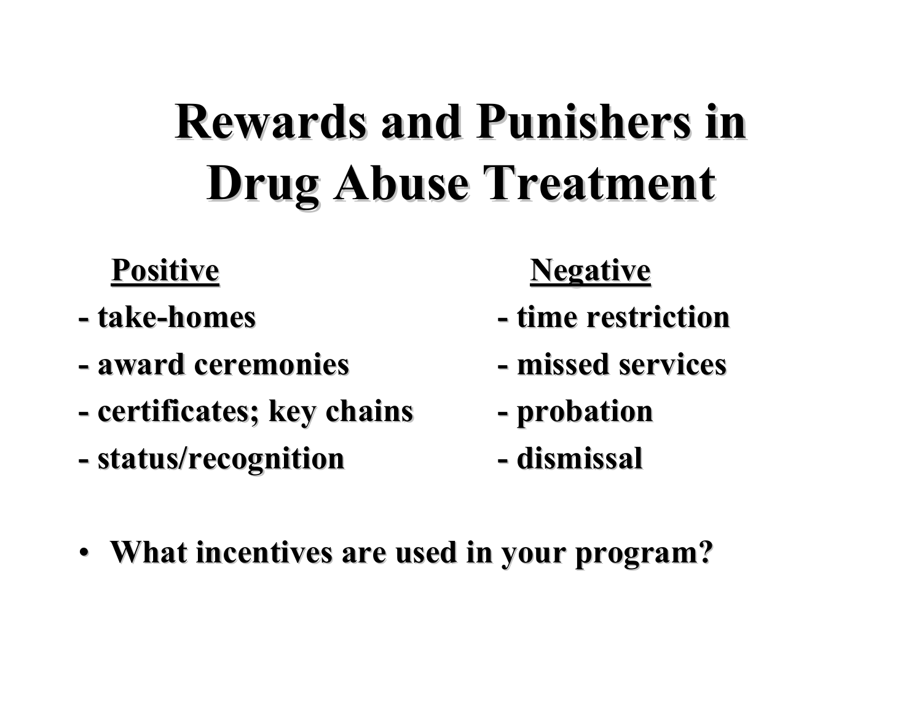# Rewards and Punishers in Drug Abuse Treatment

| Positive | Negative |
| --- | --- |
| - take-homes | - time restriction |
| - award ceremonies | - missed services |
| - certificates; key chains | - probation |
| - status/recognition | - dismissal |

- What incentives are used in your program?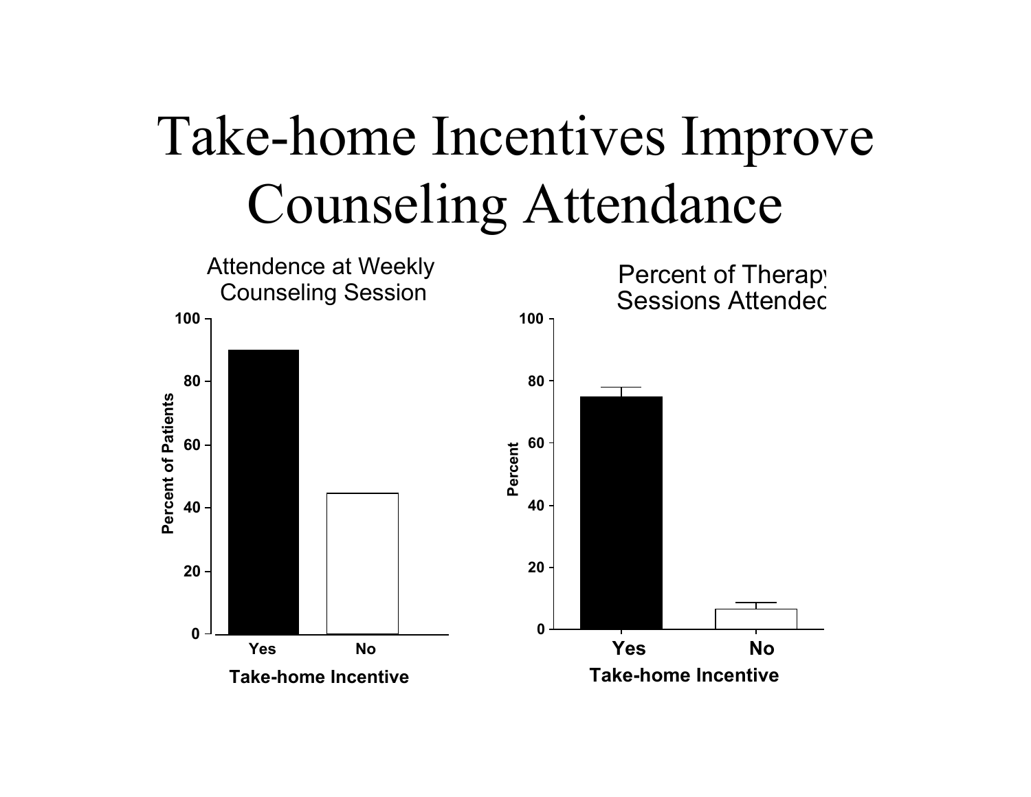# Take-home Incentives Improve Counseling Attendance

Attendence at Weekly Counseling Session

Percent of Patients

100
80
60
40
20
0

Yes No

Take-home Incentive

Percent of Therapy Sessions Attended

Percent

100
80
60
40
20
0

Yes No

Take-home Incentive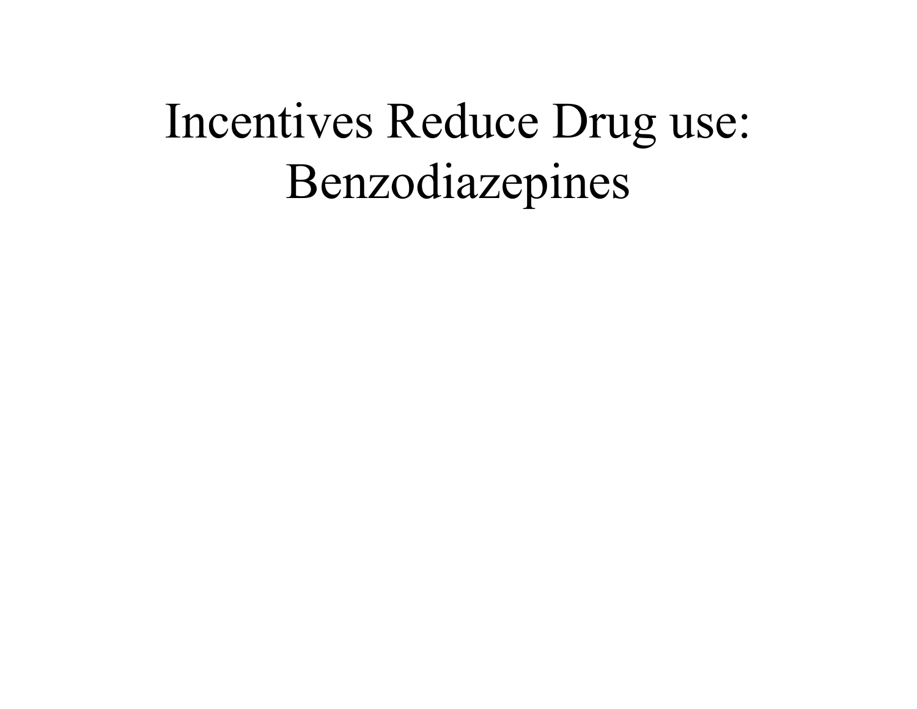# Incentives Reduce Drug use: Benzodiazepines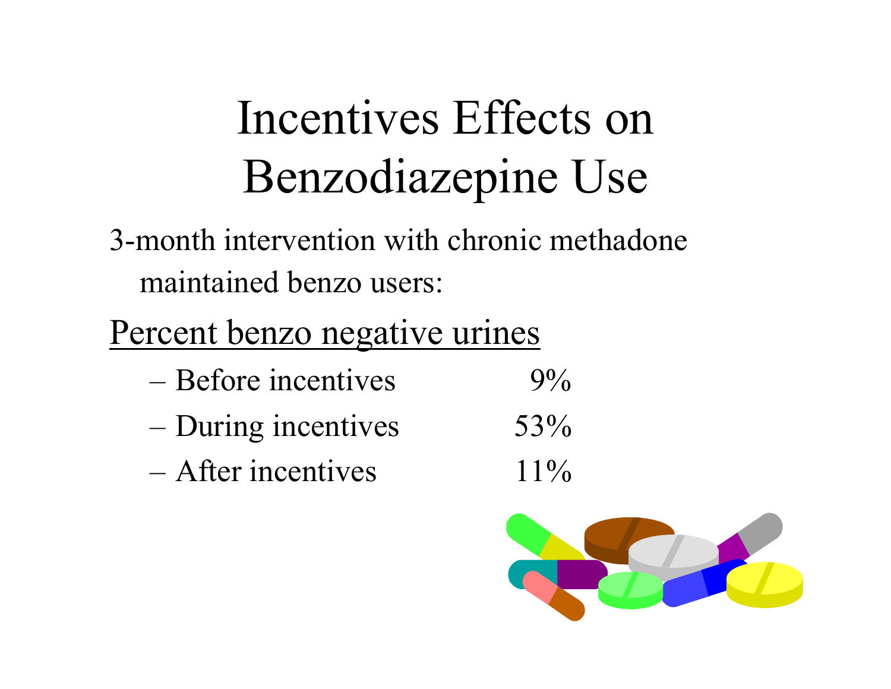# Incentives Effects on Benzodiazepine Use

3-month intervention with chronic methadone maintained benzo users:

<u>Percent benzo negative urines</u>

| | |
|---|---|
| – Before incentives | 9% |
| – During incentives | 53% |
| – After incentives | 11% |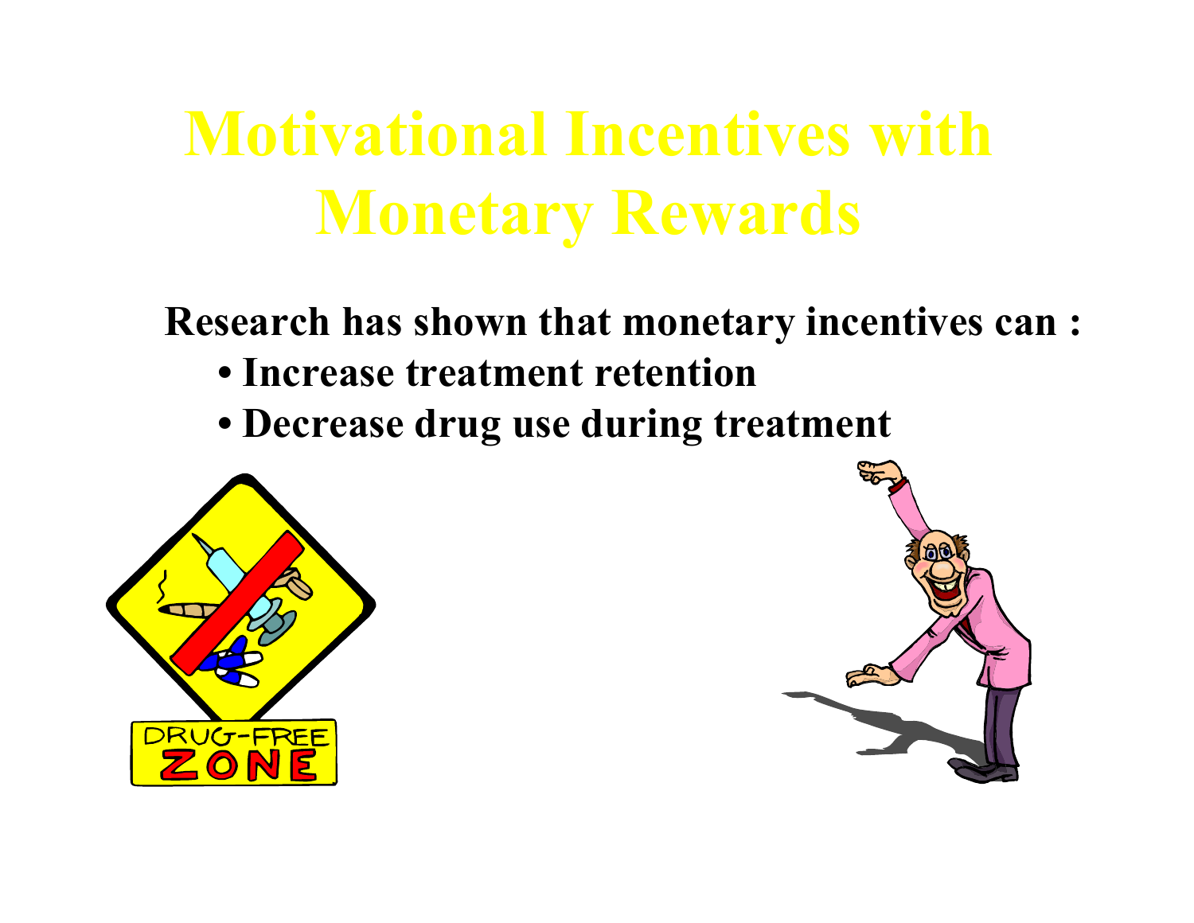# Motivational Incentives with Monetary Rewards

**Research has shown that monetary incentives can :**

- **Increase treatment retention**
- **Decrease drug use during treatment**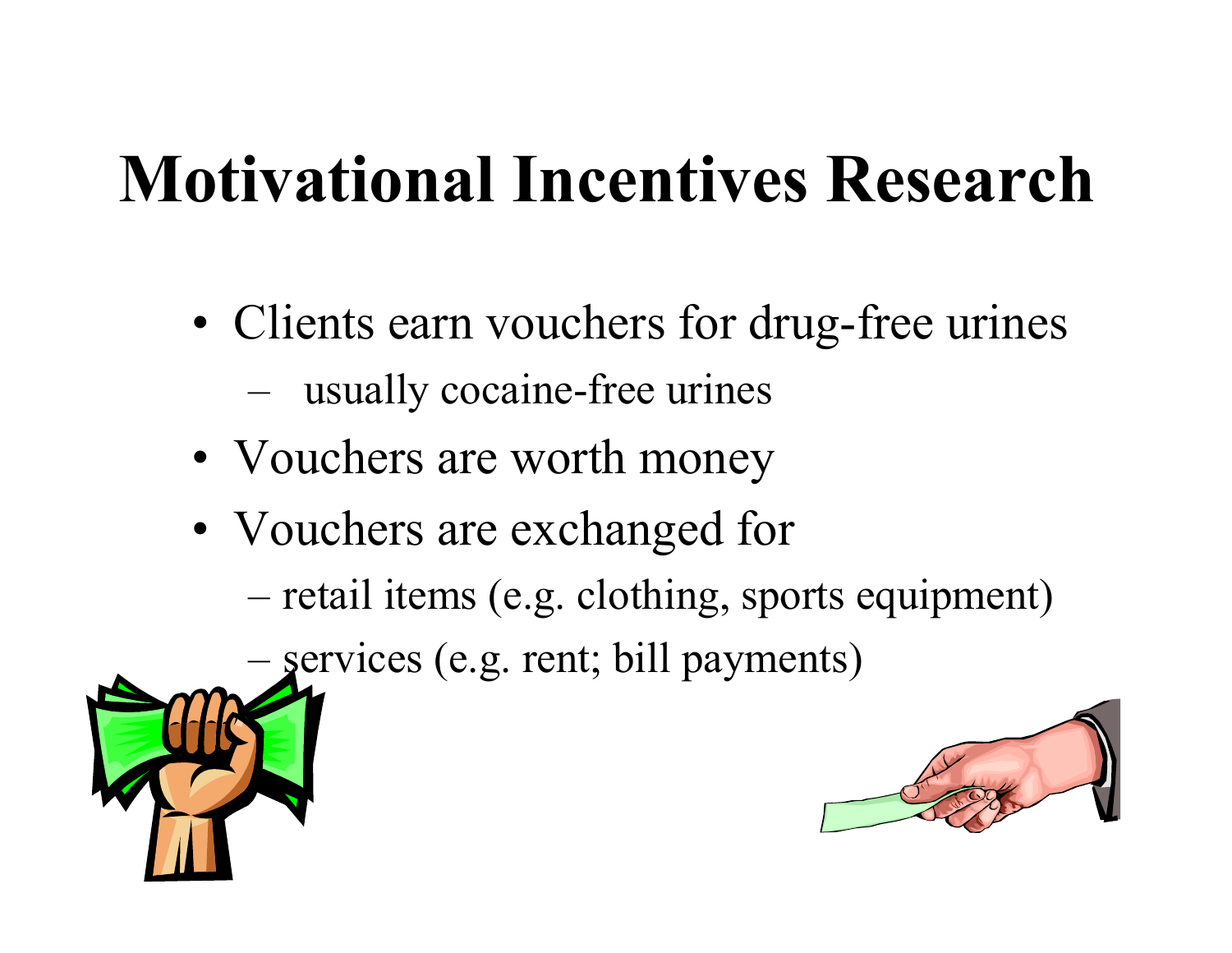# Motivational Incentives Research

- Clients earn vouchers for drug-free urines
  - usually cocaine-free urines
- Vouchers are worth money
- Vouchers are exchanged for
  - retail items (e.g. clothing, sports equipment)
  - services (e.g. rent; bill payments)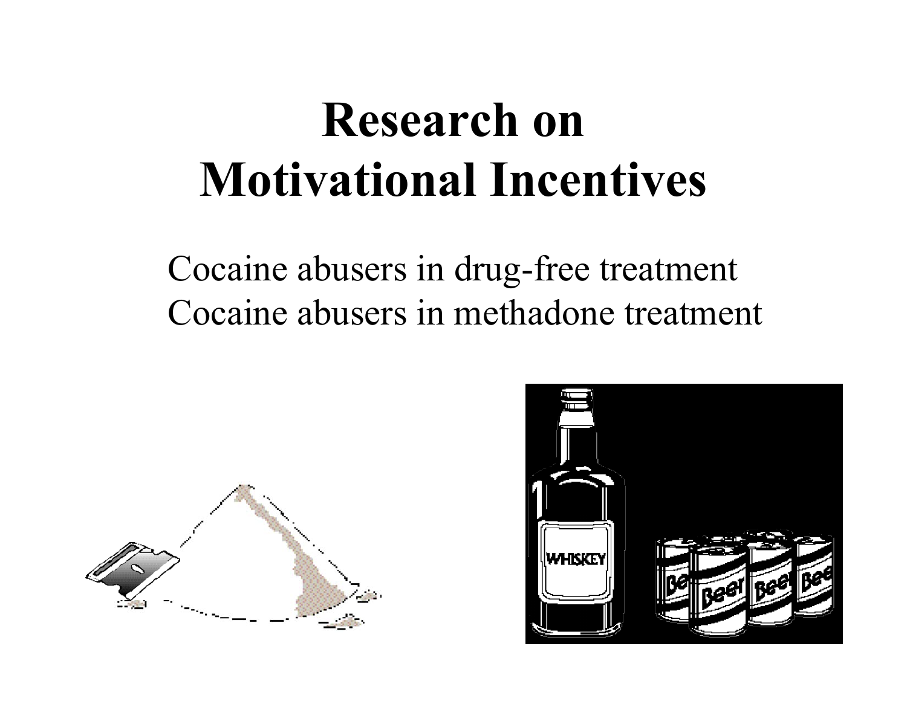# Research on Motivational Incentives

Cocaine abusers in drug-free treatment
Cocaine abusers in methadone treatment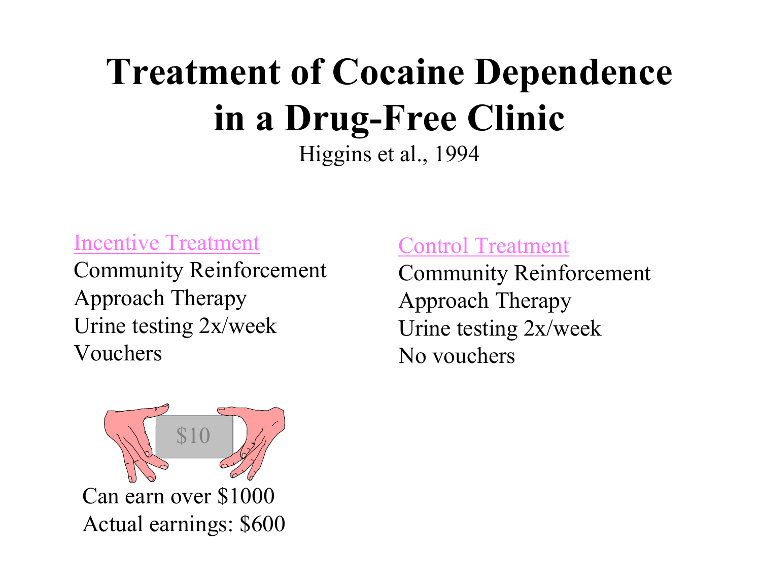# Treatment of Cocaine Dependence in a Drug-Free Clinic

Higgins et al., 1994

**Incentive Treatment**

Community Reinforcement
Approach Therapy
Urine testing 2x/week
Vouchers

$10

Can earn over $1000
Actual earnings: $600

**Control Treatment**

Community Reinforcement
Approach Therapy
Urine testing 2x/week
No vouchers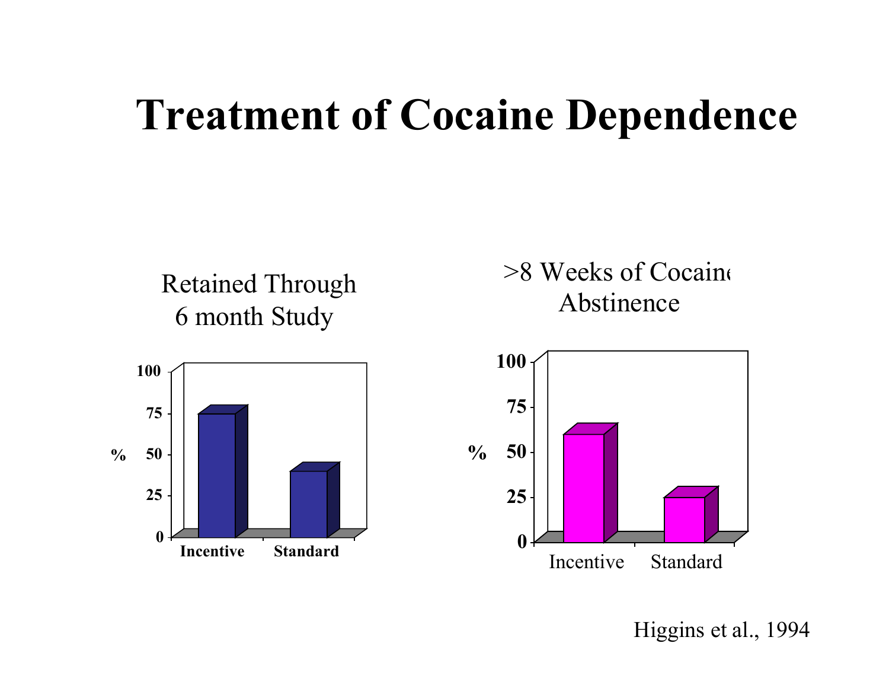# Treatment of Cocaine Dependence

Retained Through 6 month Study

| | % |
|---|---|
| Incentive | ~75 |
| Standard | ~40 |

>8 Weeks of Cocaine Abstinence

| | % |
|---|---|
| Incentive | ~60 |
| Standard | ~25 |

Higgins et al., 1994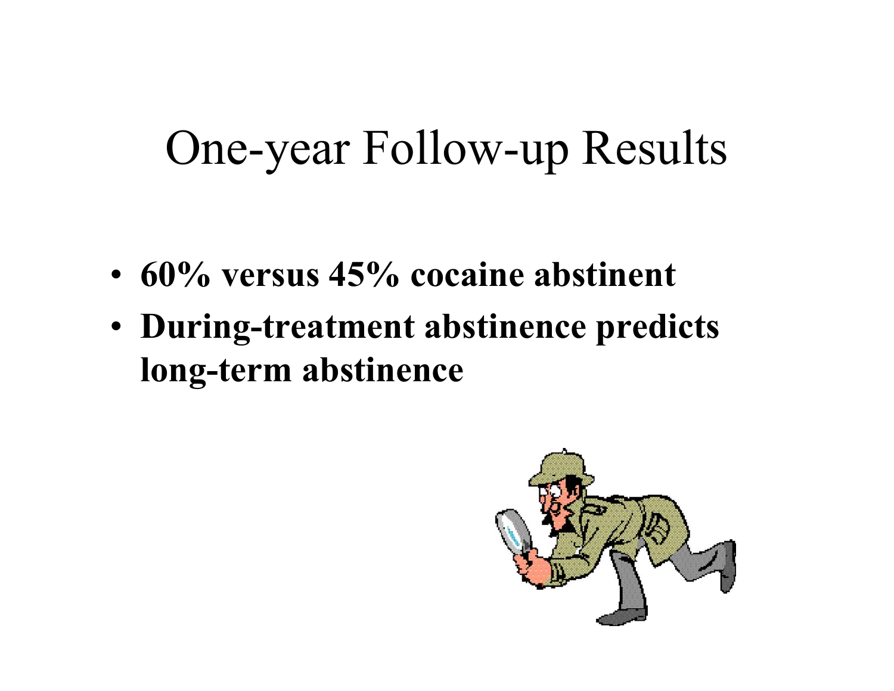# One-year Follow-up Results

- **60% versus 45% cocaine abstinent**
- **During-treatment abstinence predicts long-term abstinence**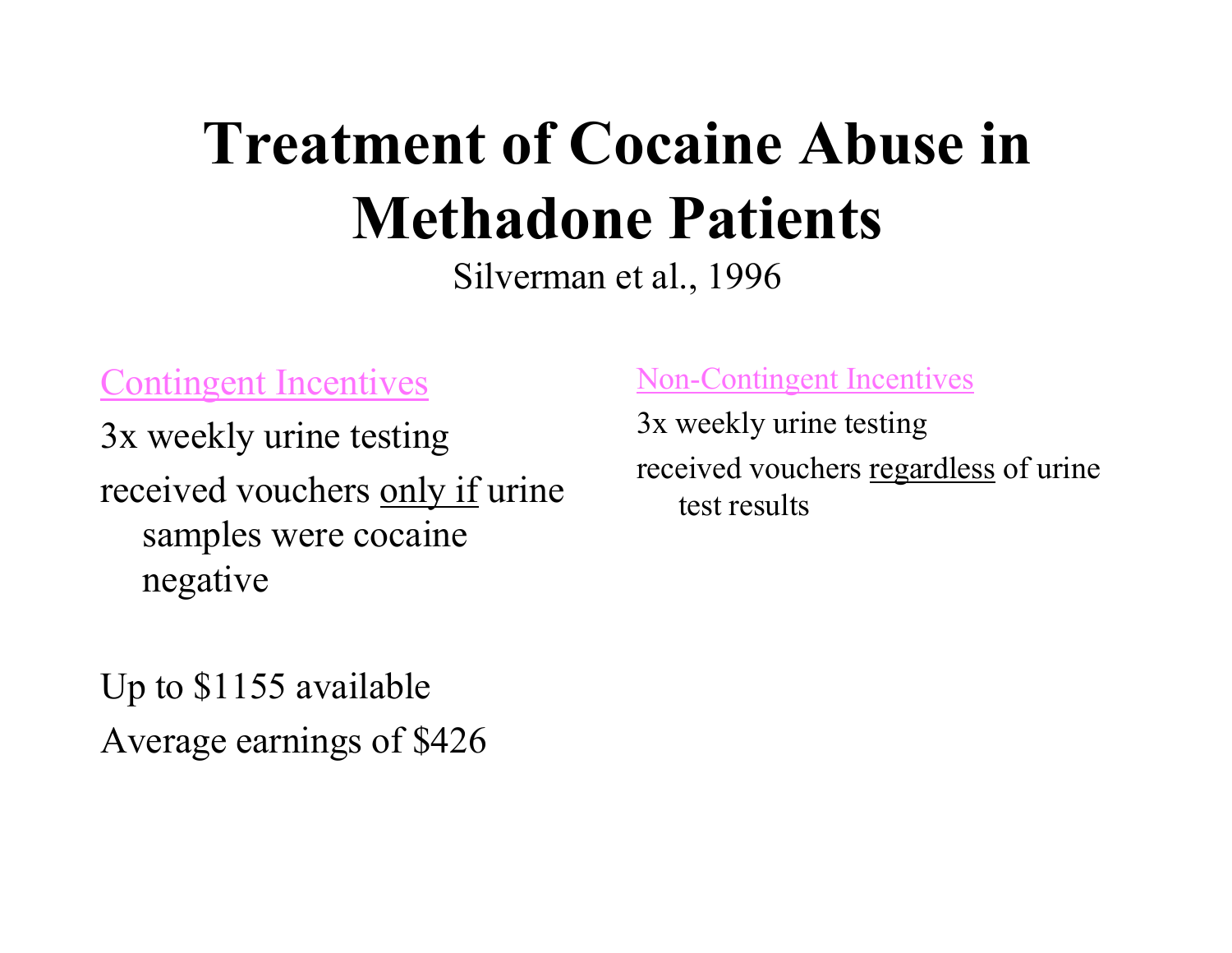# Treatment of Cocaine Abuse in Methadone Patients

Silverman et al., 1996

Contingent Incentives

3x weekly urine testing

received vouchers only if urine samples were cocaine negative

Up to $1155 available

Average earnings of $426

Non-Contingent Incentives

3x weekly urine testing

received vouchers regardless of urine test results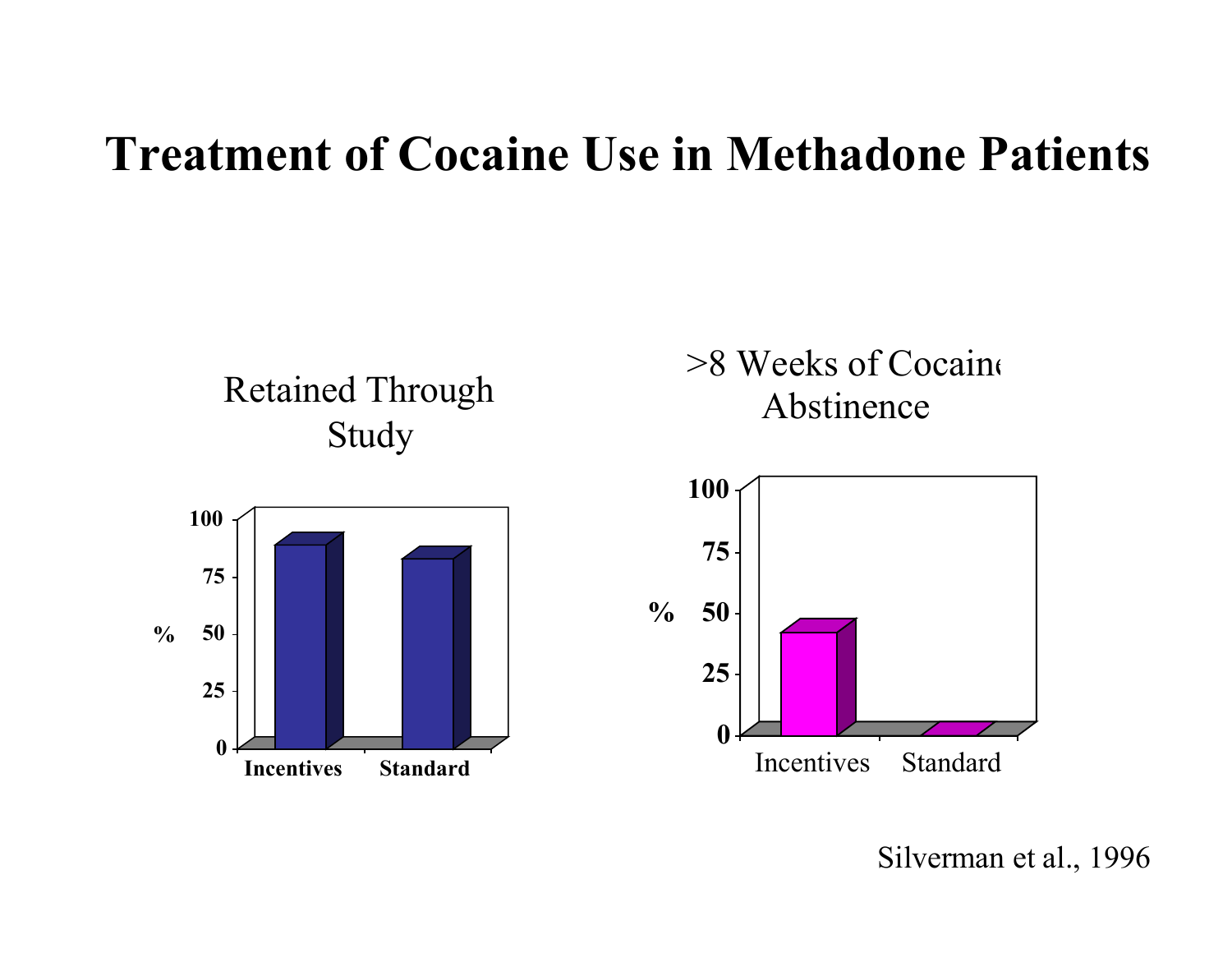# Treatment of Cocaine Use in Methadone Patients

Retained Through Study

| | Incentives | Standard |
|---|---|---|
| % | ~88 | ~82 |

>8 Weeks of Cocaine Abstinence

| | Incentives | Standard |
|---|---|---|
| % | ~42 | 0 |

Silverman et al., 1996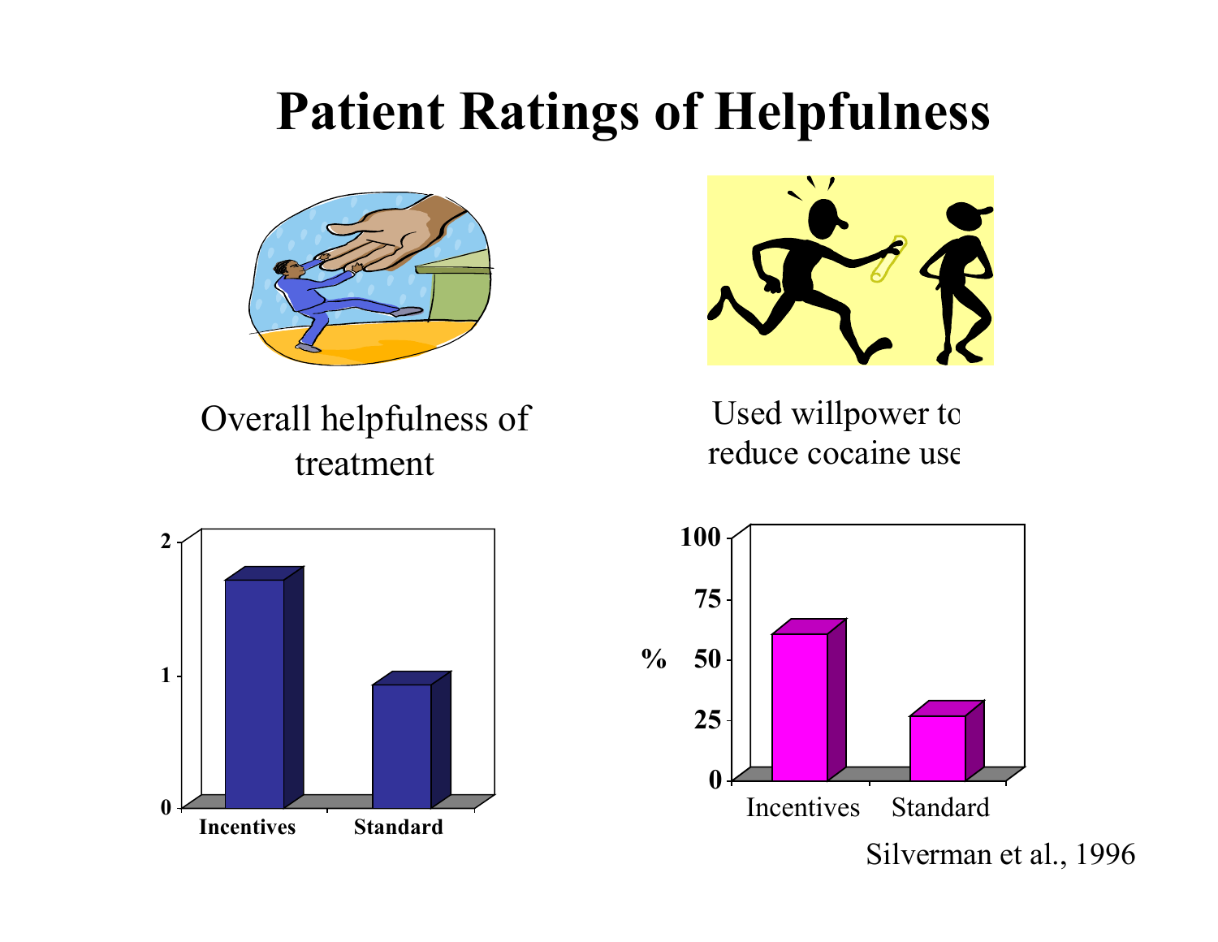# Patient Ratings of Helpfulness

Overall helpfulness of treatment

Used willpower to reduce cocaine use

Silverman et al., 1996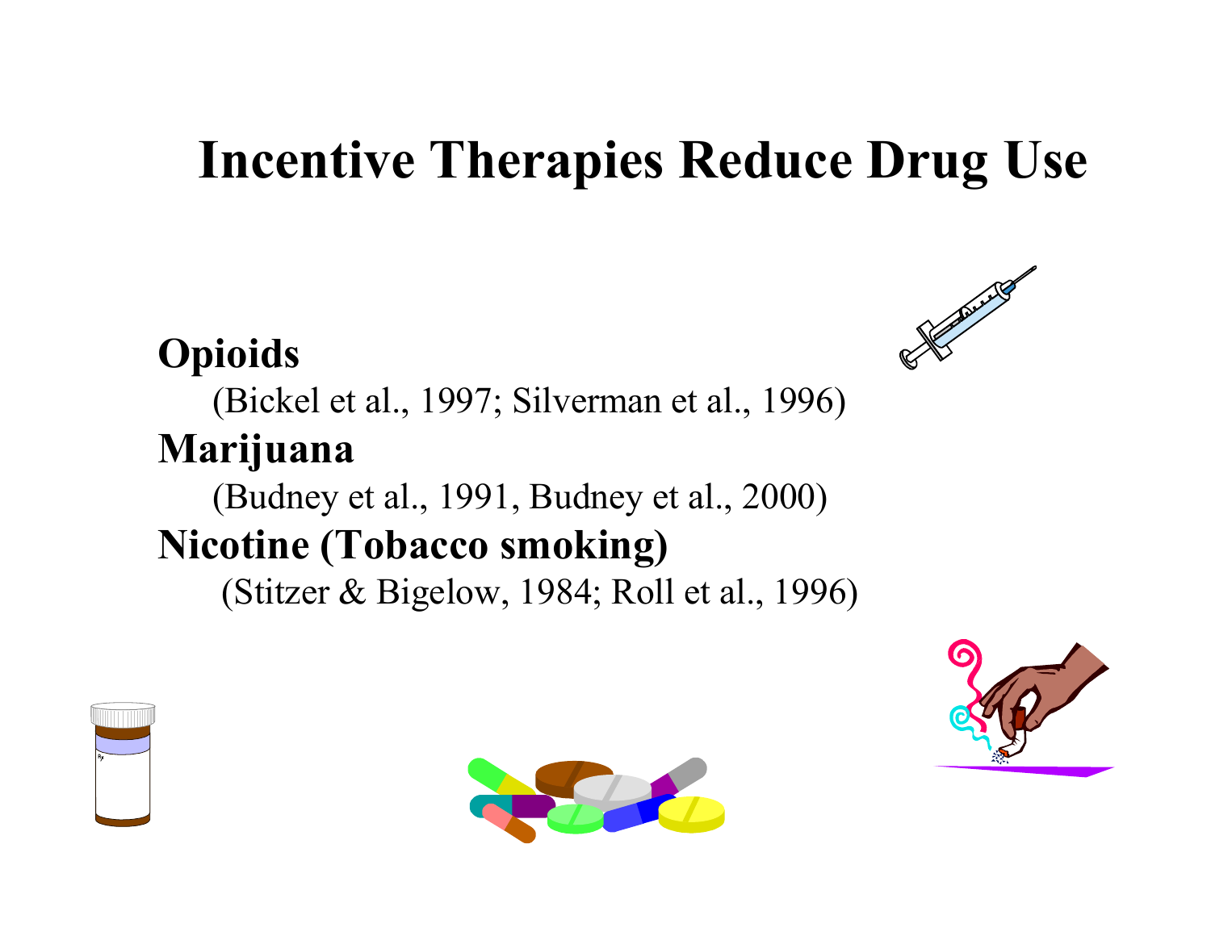# Incentive Therapies Reduce Drug Use

**Opioids**

(Bickel et al., 1997; Silverman et al., 1996)

**Marijuana**

(Budney et al., 1991, Budney et al., 2000)

**Nicotine (Tobacco smoking)**

(Stitzer & Bigelow, 1984; Roll et al., 1996)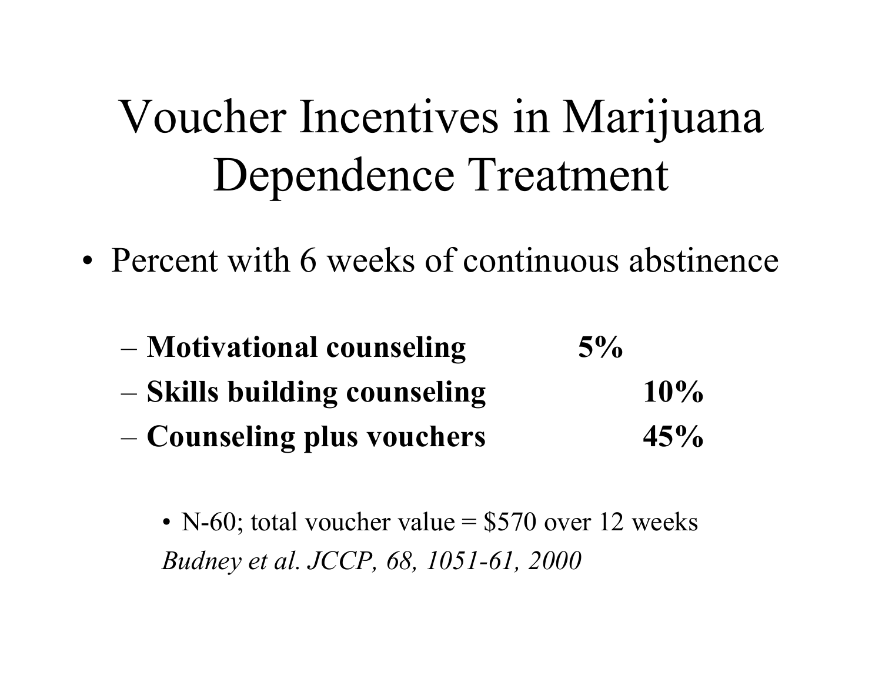# Voucher Incentives in Marijuana Dependence Treatment

- Percent with 6 weeks of continuous abstinence
  - **Motivational counseling 5%**
  - **Skills building counseling 10%**
  - **Counseling plus vouchers 45%**
    - N-60; total voucher value = $570 over 12 weeks

    *Budney et al. JCCP, 68, 1051-61, 2000*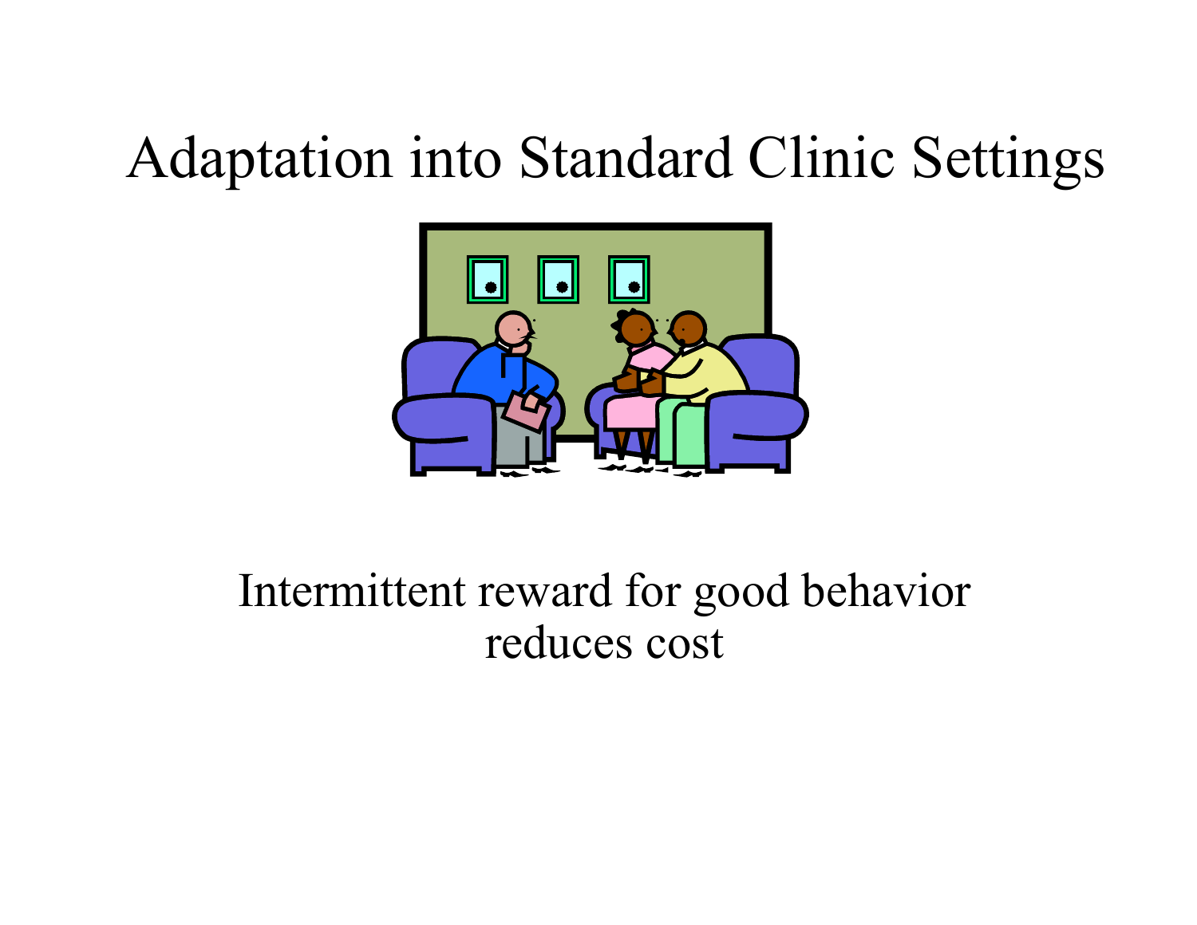# Adaptation into Standard Clinic Settings

Intermittent reward for good behavior
reduces cost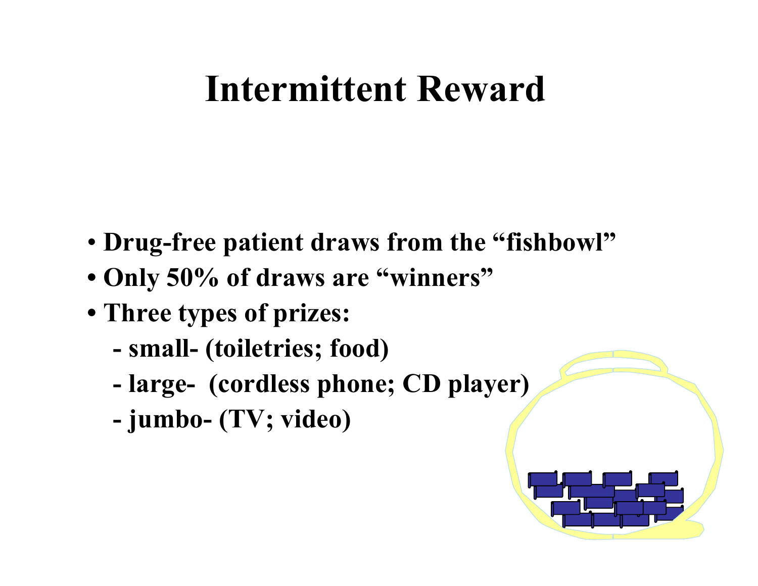# Intermittent Reward

- Drug-free patient draws from the "fishbowl"
- Only 50% of draws are "winners"
- Three types of prizes:
  - small- (toiletries; food)
  - large- (cordless phone; CD player)
  - jumbo- (TV; video)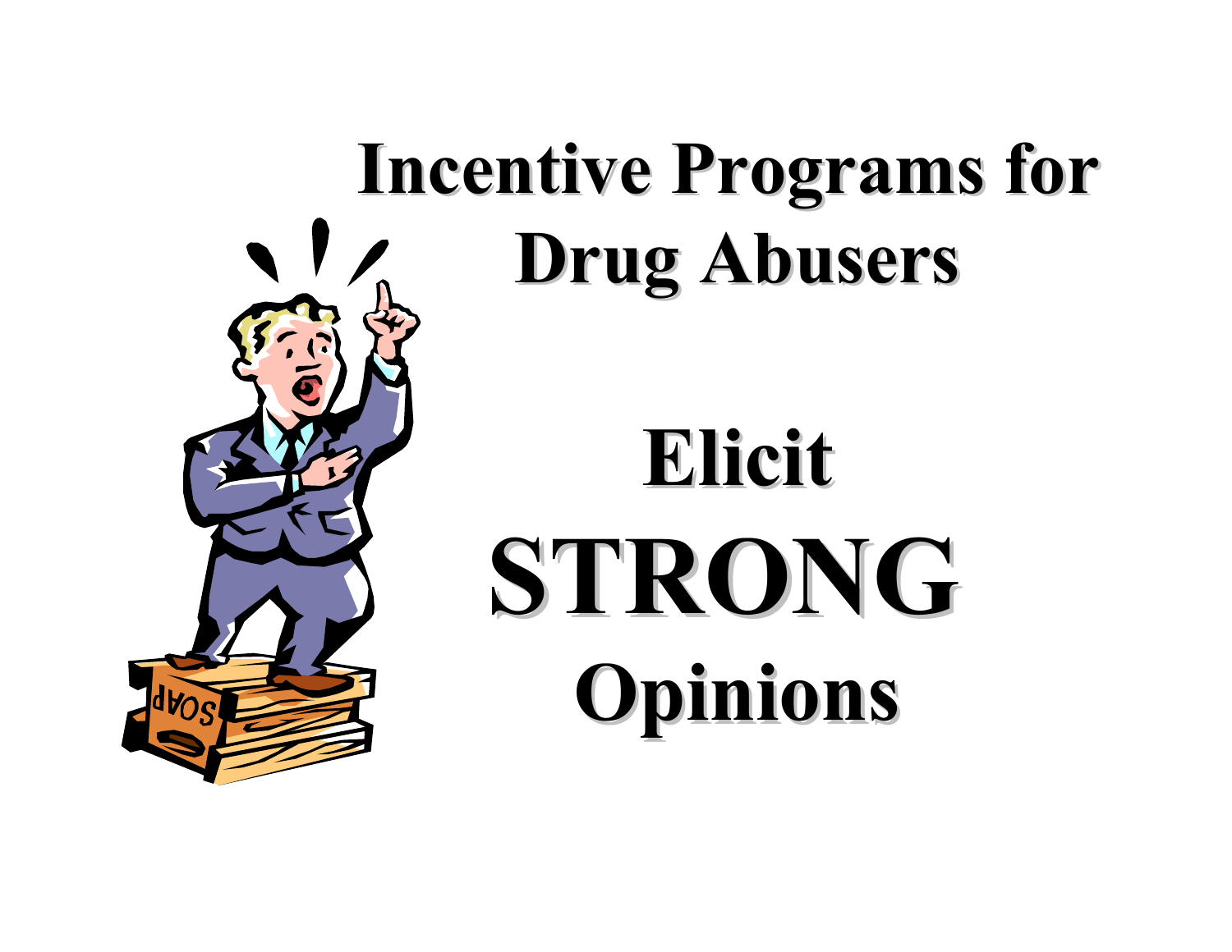# Incentive Programs for Drug Abusers

## Elicit

# STRONG

## Opinions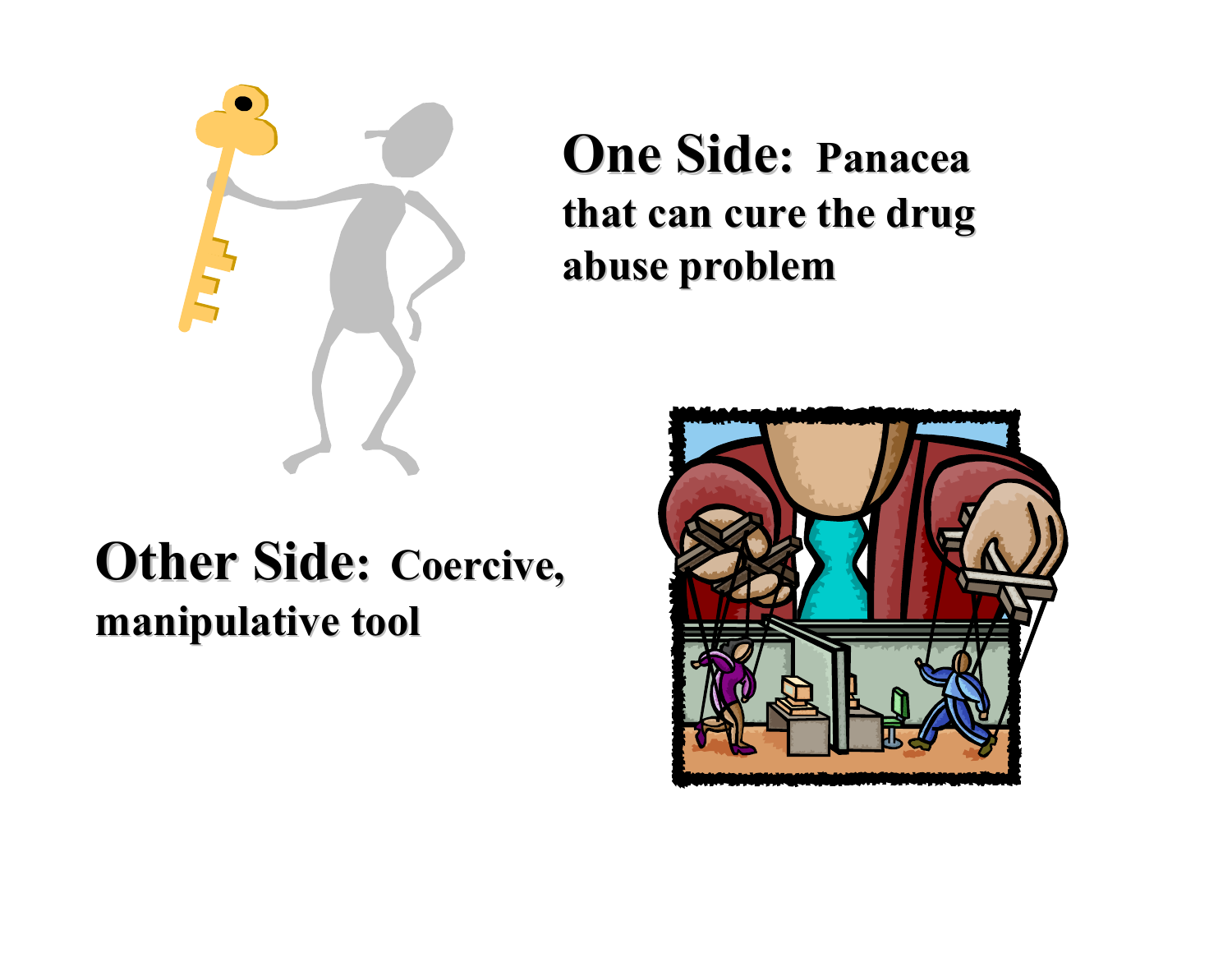**One Side:** **Panacea that can cure the drug abuse problem**

**Other Side:** **Coercive, manipulative tool**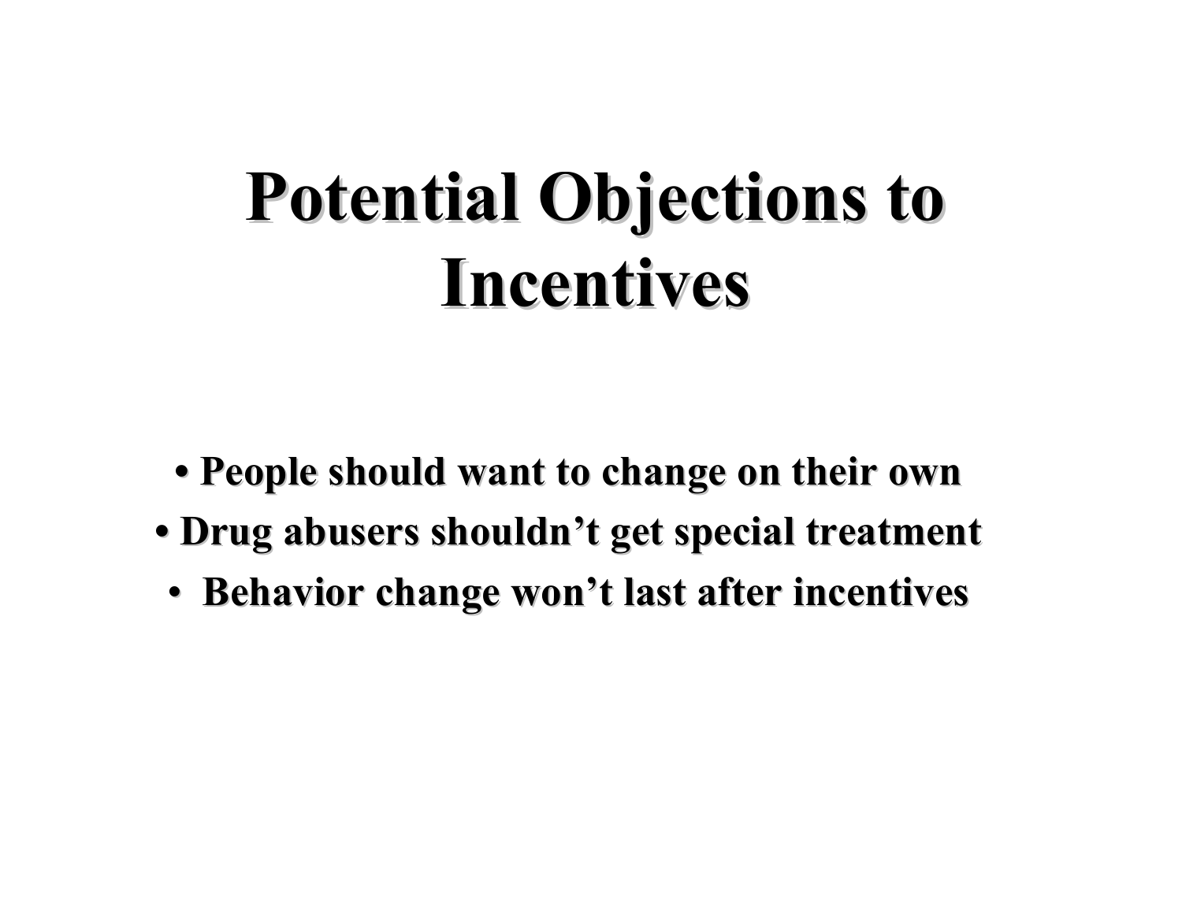# Potential Objections to Incentives

- People should want to change on their own
- Drug abusers shouldn’t get special treatment
- Behavior change won’t last after incentives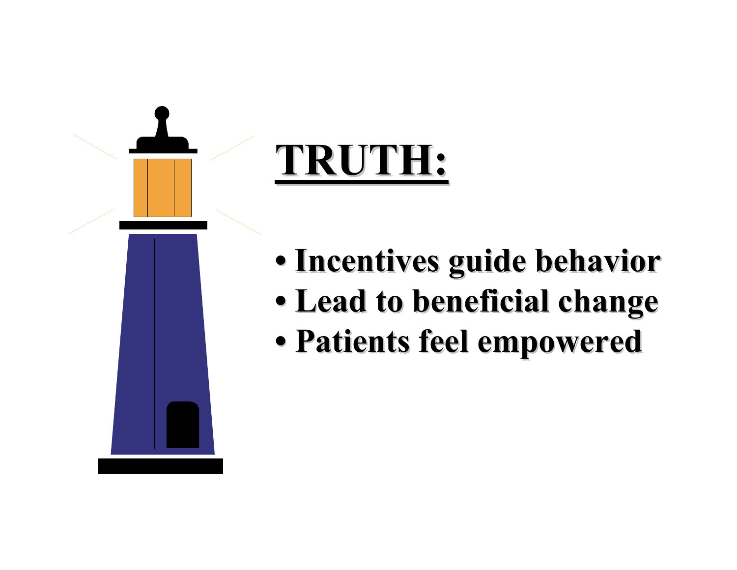# TRUTH:

- Incentives guide behavior
- Lead to beneficial change
- Patients feel empowered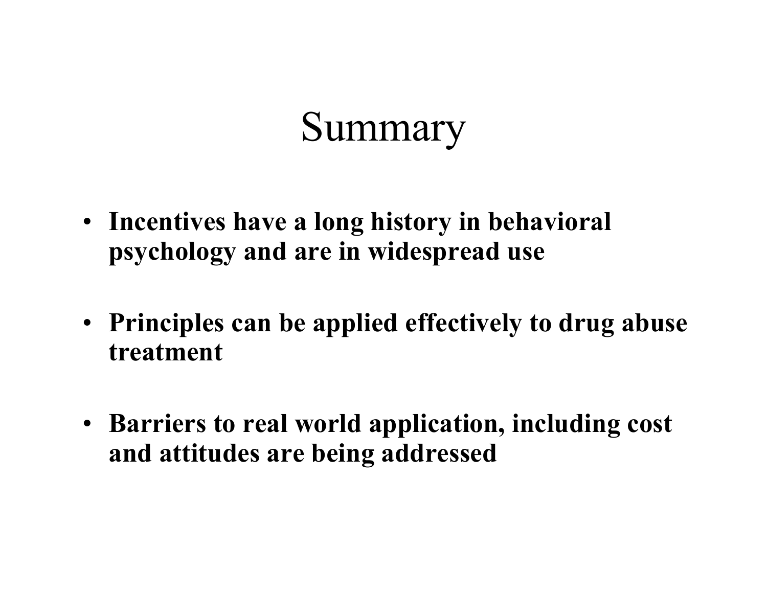# Summary

- **Incentives have a long history in behavioral psychology and are in widespread use**

- **Principles can be applied effectively to drug abuse treatment**

- **Barriers to real world application, including cost and attitudes are being addressed**